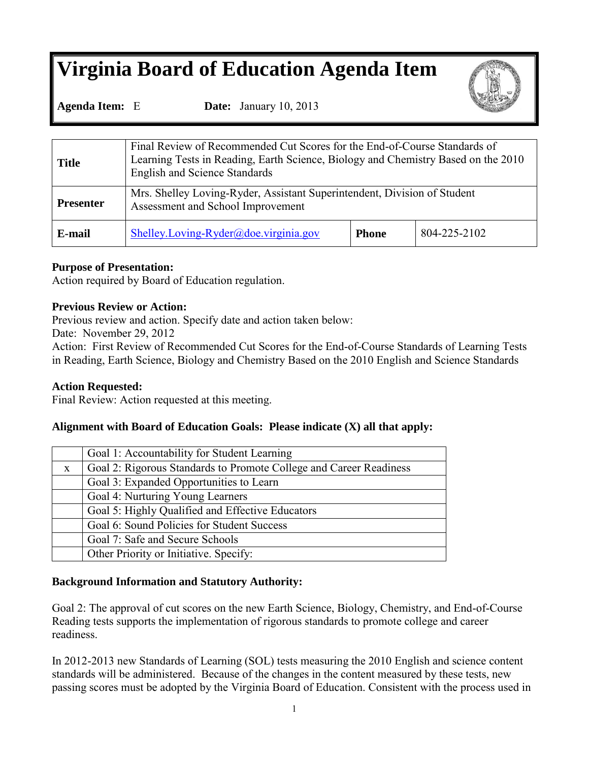# Virginia Board of Education Agenda Item

**Agenda Item:** E **Date:** January 10, 2013

| **Title** | Final Review of Recommended Cut Scores for the End-of-Course Standards of Learning Tests in Reading, Earth Science, Biology and Chemistry Based on the 2010 English and Science Standards | | |
|---|---|---|---|
| **Presenter** | Mrs. Shelley Loving-Ryder, Assistant Superintendent, Division of Student Assessment and School Improvement | | |
| **E-mail** | Shelley.Loving-Ryder@doe.virginia.gov | **Phone** | 804-225-2102 |

**Purpose of Presentation:**
Action required by Board of Education regulation.

**Previous Review or Action:**
Previous review and action. Specify date and action taken below:
Date: November 29, 2012
Action: First Review of Recommended Cut Scores for the End-of-Course Standards of Learning Tests in Reading, Earth Science, Biology and Chemistry Based on the 2010 English and Science Standards

**Action Requested:**
Final Review: Action requested at this meeting.

**Alignment with Board of Education Goals: Please indicate (X) all that apply:**

| | |
|---|---|
| | Goal 1: Accountability for Student Learning |
| x | Goal 2: Rigorous Standards to Promote College and Career Readiness |
| | Goal 3: Expanded Opportunities to Learn |
| | Goal 4: Nurturing Young Learners |
| | Goal 5: Highly Qualified and Effective Educators |
| | Goal 6: Sound Policies for Student Success |
| | Goal 7: Safe and Secure Schools |
| | Other Priority or Initiative. Specify: |

**Background Information and Statutory Authority:**

Goal 2: The approval of cut scores on the new Earth Science, Biology, Chemistry, and End-of-Course Reading tests supports the implementation of rigorous standards to promote college and career readiness.

In 2012-2013 new Standards of Learning (SOL) tests measuring the 2010 English and science content standards will be administered. Because of the changes in the content measured by these tests, new passing scores must be adopted by the Virginia Board of Education. Consistent with the process used in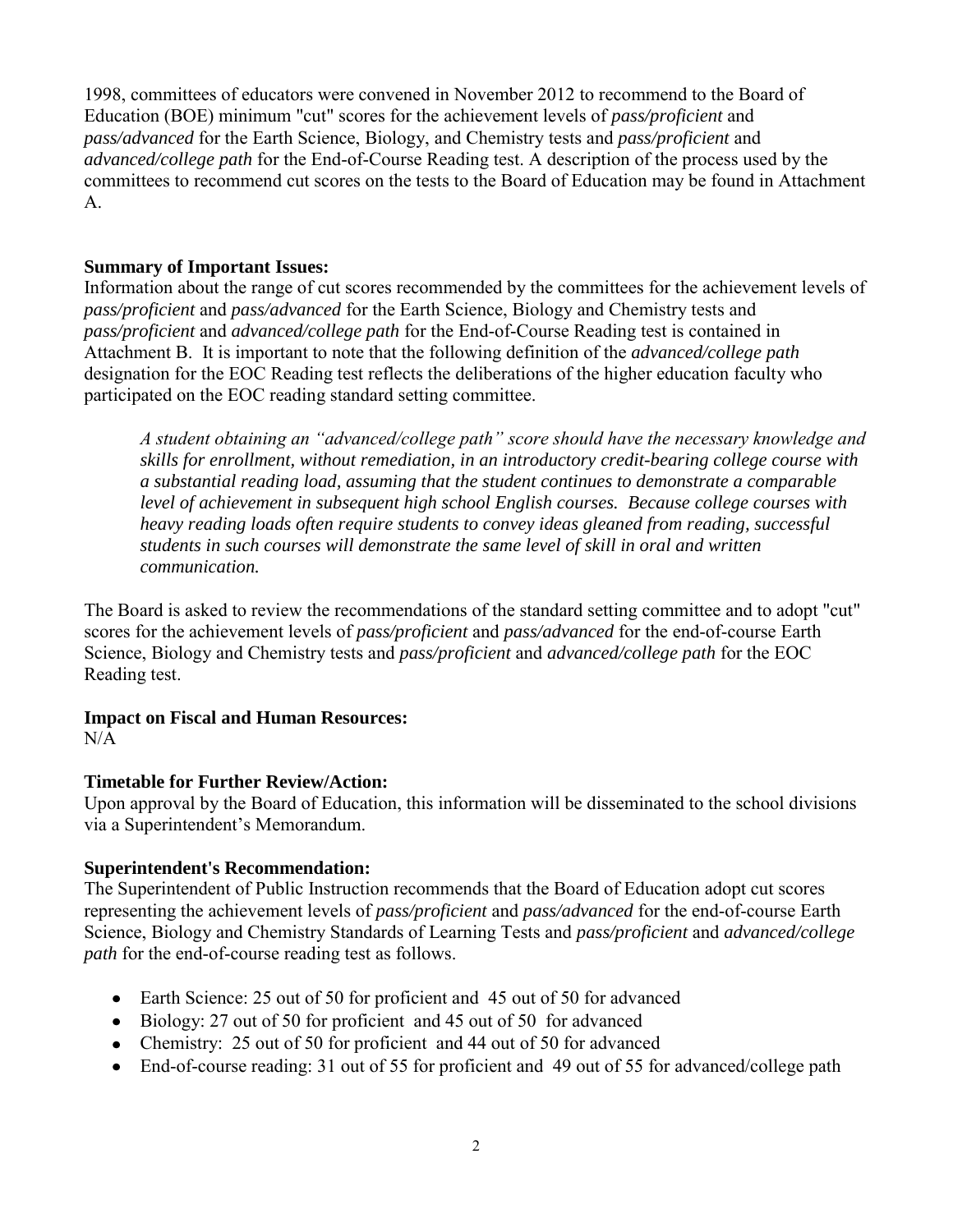1998, committees of educators were convened in November 2012 to recommend to the Board of Education (BOE) minimum "cut" scores for the achievement levels of *pass/proficient* and *pass/advanced* for the Earth Science, Biology, and Chemistry tests and *pass/proficient* and *advanced/college path* for the End-of-Course Reading test. A description of the process used by the committees to recommend cut scores on the tests to the Board of Education may be found in Attachment A.

**Summary of Important Issues:**
Information about the range of cut scores recommended by the committees for the achievement levels of *pass/proficient* and *pass/advanced* for the Earth Science, Biology and Chemistry tests and *pass/proficient* and *advanced/college path* for the End-of-Course Reading test is contained in Attachment B. It is important to note that the following definition of the *advanced/college path* designation for the EOC Reading test reflects the deliberations of the higher education faculty who participated on the EOC reading standard setting committee.

> *A student obtaining an "advanced/college path" score should have the necessary knowledge and skills for enrollment, without remediation, in an introductory credit-bearing college course with a substantial reading load, assuming that the student continues to demonstrate a comparable level of achievement in subsequent high school English courses. Because college courses with heavy reading loads often require students to convey ideas gleaned from reading, successful students in such courses will demonstrate the same level of skill in oral and written communication.*

The Board is asked to review the recommendations of the standard setting committee and to adopt "cut" scores for the achievement levels of *pass/proficient* and *pass/advanced* for the end-of-course Earth Science, Biology and Chemistry tests and *pass/proficient* and *advanced/college path* for the EOC Reading test.

**Impact on Fiscal and Human Resources:**
N/A

**Timetable for Further Review/Action:**
Upon approval by the Board of Education, this information will be disseminated to the school divisions via a Superintendent's Memorandum.

**Superintendent's Recommendation:**
The Superintendent of Public Instruction recommends that the Board of Education adopt cut scores representing the achievement levels of *pass/proficient* and *pass/advanced* for the end-of-course Earth Science, Biology and Chemistry Standards of Learning Tests and *pass/proficient* and *advanced/college path* for the end-of-course reading test as follows.

- Earth Science: 25 out of 50 for proficient and 45 out of 50 for advanced
- Biology: 27 out of 50 for proficient and 45 out of 50 for advanced
- Chemistry: 25 out of 50 for proficient and 44 out of 50 for advanced
- End-of-course reading: 31 out of 55 for proficient and 49 out of 55 for advanced/college path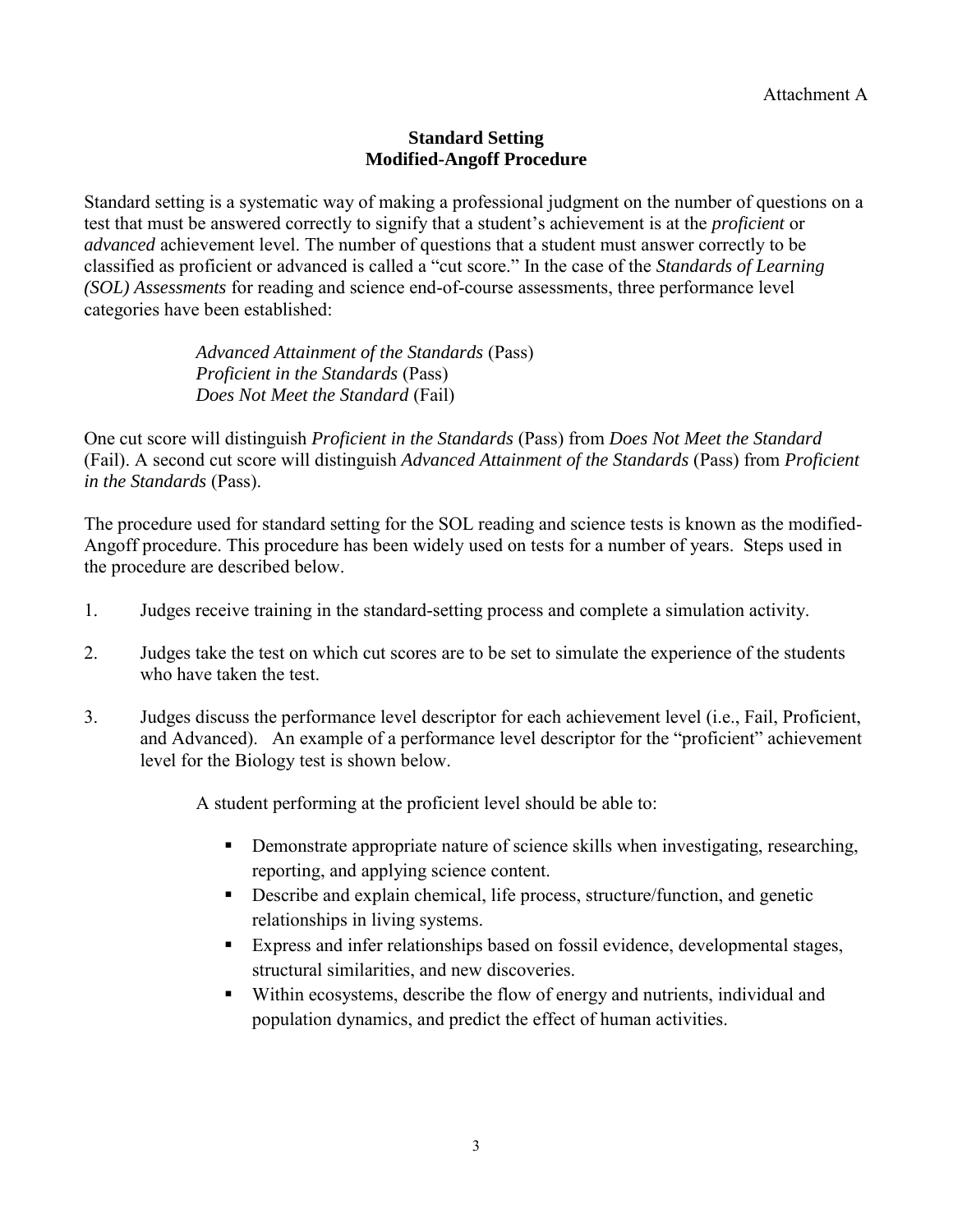Attachment A

## Standard Setting
## Modified-Angoff Procedure

Standard setting is a systematic way of making a professional judgment on the number of questions on a test that must be answered correctly to signify that a student's achievement is at the *proficient* or *advanced* achievement level. The number of questions that a student must answer correctly to be classified as proficient or advanced is called a "cut score." In the case of the *Standards of Learning (SOL) Assessments* for reading and science end-of-course assessments, three performance level categories have been established:

> *Advanced Attainment of the Standards* (Pass)
> *Proficient in the Standards* (Pass)
> *Does Not Meet the Standard* (Fail)

One cut score will distinguish *Proficient in the Standards* (Pass) from *Does Not Meet the Standard* (Fail). A second cut score will distinguish *Advanced Attainment of the Standards* (Pass) from *Proficient in the Standards* (Pass).

The procedure used for standard setting for the SOL reading and science tests is known as the modified-Angoff procedure. This procedure has been widely used on tests for a number of years. Steps used in the procedure are described below.

1. Judges receive training in the standard-setting process and complete a simulation activity.

2. Judges take the test on which cut scores are to be set to simulate the experience of the students who have taken the test.

3. Judges discuss the performance level descriptor for each achievement level (i.e., Fail, Proficient, and Advanced). An example of a performance level descriptor for the "proficient" achievement level for the Biology test is shown below.

   A student performing at the proficient level should be able to:

   - Demonstrate appropriate nature of science skills when investigating, researching, reporting, and applying science content.
   - Describe and explain chemical, life process, structure/function, and genetic relationships in living systems.
   - Express and infer relationships based on fossil evidence, developmental stages, structural similarities, and new discoveries.
   - Within ecosystems, describe the flow of energy and nutrients, individual and population dynamics, and predict the effect of human activities.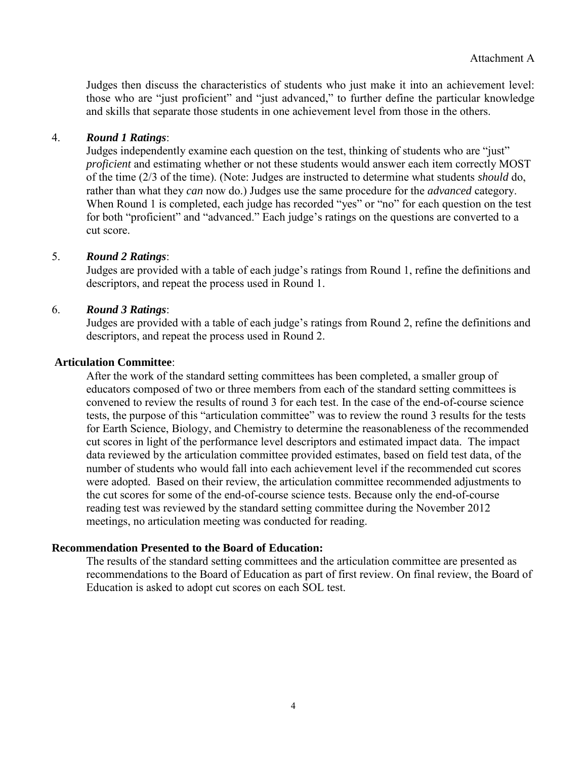Judges then discuss the characteristics of students who just make it into an achievement level: those who are "just proficient" and "just advanced," to further define the particular knowledge and skills that separate those students in one achievement level from those in the others.

4. ***Round 1 Ratings***:
   Judges independently examine each question on the test, thinking of students who are "just" *proficient* and estimating whether or not these students would answer each item correctly MOST of the time (2/3 of the time). (Note: Judges are instructed to determine what students *should* do, rather than what they *can* now do.) Judges use the same procedure for the *advanced* category. When Round 1 is completed, each judge has recorded "yes" or "no" for each question on the test for both "proficient" and "advanced." Each judge's ratings on the questions are converted to a cut score.

5. ***Round 2 Ratings***:
   Judges are provided with a table of each judge's ratings from Round 1, refine the definitions and descriptors, and repeat the process used in Round 1.

6. ***Round 3 Ratings***:
   Judges are provided with a table of each judge's ratings from Round 2, refine the definitions and descriptors, and repeat the process used in Round 2.

**Articulation Committee**:

After the work of the standard setting committees has been completed, a smaller group of educators composed of two or three members from each of the standard setting committees is convened to review the results of round 3 for each test. In the case of the end-of-course science tests, the purpose of this "articulation committee" was to review the round 3 results for the tests for Earth Science, Biology, and Chemistry to determine the reasonableness of the recommended cut scores in light of the performance level descriptors and estimated impact data. The impact data reviewed by the articulation committee provided estimates, based on field test data, of the number of students who would fall into each achievement level if the recommended cut scores were adopted. Based on their review, the articulation committee recommended adjustments to the cut scores for some of the end-of-course science tests. Because only the end-of-course reading test was reviewed by the standard setting committee during the November 2012 meetings, no articulation meeting was conducted for reading.

**Recommendation Presented to the Board of Education:**

The results of the standard setting committees and the articulation committee are presented as recommendations to the Board of Education as part of first review. On final review, the Board of Education is asked to adopt cut scores on each SOL test.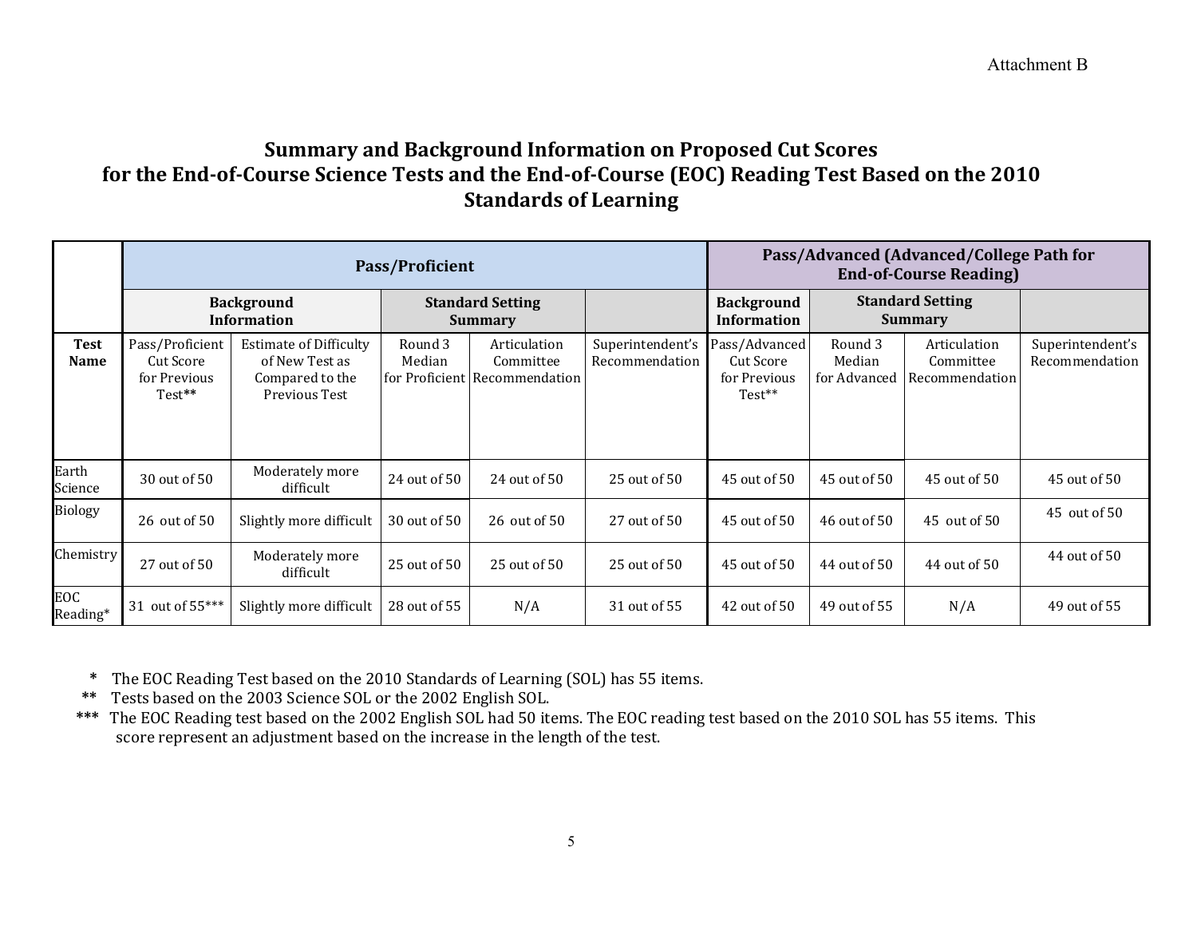Attachment B

# Summary and Background Information on Proposed Cut Scores for the End-of-Course Science Tests and the End-of-Course (EOC) Reading Test Based on the 2010 Standards of Learning

| | Pass/Proficient | | | | | Pass/Advanced (Advanced/College Path for End-of-Course Reading) | | | |
|---|---|---|---|---|---|---|---|---|---|
| | Background Information | | Standard Setting Summary | | | Background Information | Standard Setting Summary | | |
| **Test Name** | Pass/Proficient Cut Score for Previous Test** | Estimate of Difficulty of New Test as Compared to the Previous Test | Round 3 Median for Proficient | Articulation Committee Recommendation | Superintendent's Recommendation | Pass/Advanced Cut Score for Previous Test** | Round 3 Median for Advanced | Articulation Committee Recommendation | Superintendent's Recommendation |
| Earth Science | 30 out of 50 | Moderately more difficult | 24 out of 50 | 24 out of 50 | 25 out of 50 | 45 out of 50 | 45 out of 50 | 45 out of 50 | 45 out of 50 |
| Biology | 26 out of 50 | Slightly more difficult | 30 out of 50 | 26 out of 50 | 27 out of 50 | 45 out of 50 | 46 out of 50 | 45 out of 50 | 45 out of 50 |
| Chemistry | 27 out of 50 | Moderately more difficult | 25 out of 50 | 25 out of 50 | 25 out of 50 | 45 out of 50 | 44 out of 50 | 44 out of 50 | 44 out of 50 |
| EOC Reading* | 31 out of 55*** | Slightly more difficult | 28 out of 55 | N/A | 31 out of 55 | 42 out of 50 | 49 out of 55 | N/A | 49 out of 55 |

\* The EOC Reading Test based on the 2010 Standards of Learning (SOL) has 55 items.

** Tests based on the 2003 Science SOL or the 2002 English SOL.

*** The EOC Reading test based on the 2002 English SOL had 50 items. The EOC reading test based on the 2010 SOL has 55 items. This score represent an adjustment based on the increase in the length of the test.